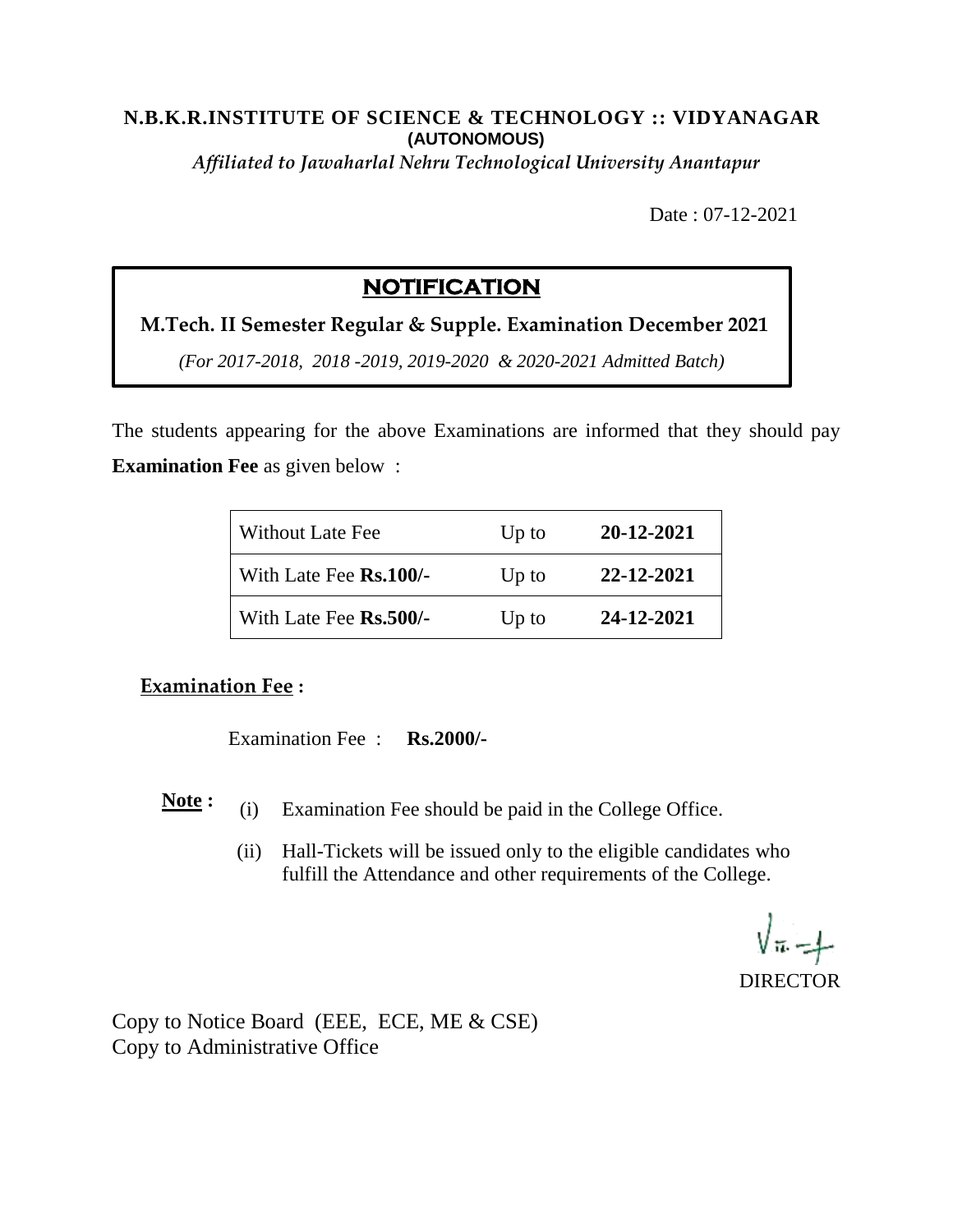**N.B.K.R.INSTITUTE OF SCIENCE & TECHNOLOGY :: VIDYANAGAR**
**(AUTONOMOUS)**
*Affiliated to Jawaharlal Nehru Technological University Anantapur*

Date : 07-12-2021

# NOTIFICATION

**M.Tech. II Semester Regular & Supple. Examination December 2021**

*(For 2017-2018, 2018 -2019, 2019-2020 & 2020-2021 Admitted Batch)*

The students appearing for the above Examinations are informed that they should pay **Examination Fee** as given below :

| | | |
|---|---|---|
| Without Late Fee | Up to | **20-12-2021** |
| With Late Fee **Rs.100/-** | Up to | **22-12-2021** |
| With Late Fee **Rs.500/-** | Up to | **24-12-2021** |

**Examination Fee :**

Examination Fee : **Rs.2000/-**

**Note :**

(i) Examination Fee should be paid in the College Office.

(ii) Hall-Tickets will be issued only to the eligible candidates who fulfill the Attendance and other requirements of the College.

DIRECTOR

Copy to Notice Board (EEE, ECE, ME & CSE)
Copy to Administrative Office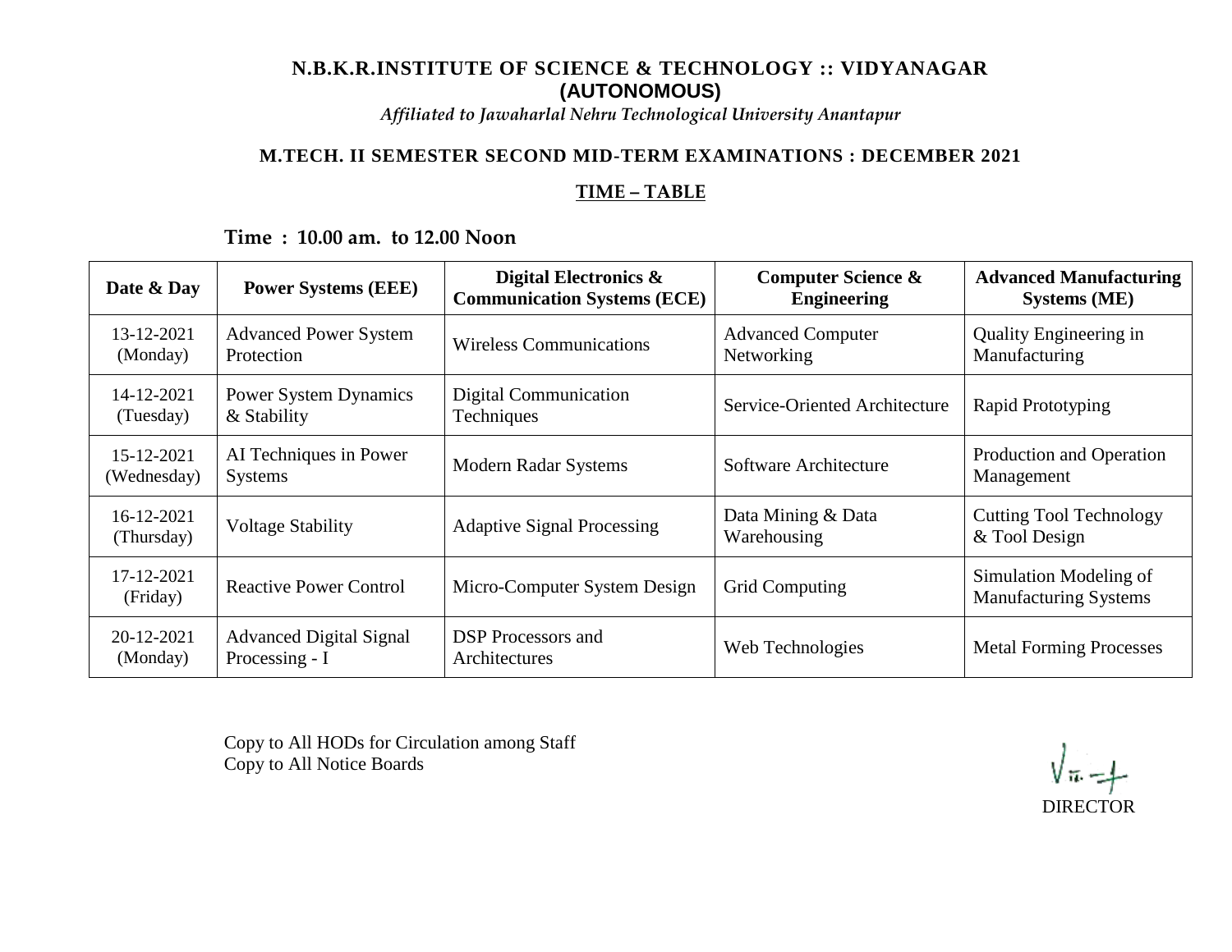**N.B.K.R.INSTITUTE OF SCIENCE & TECHNOLOGY :: VIDYANAGAR**
**(AUTONOMOUS)**
*Affiliated to Jawaharlal Nehru Technological University Anantapur*

**M.TECH. II SEMESTER SECOND MID-TERM EXAMINATIONS : DECEMBER 2021**

**TIME – TABLE**

**Time : 10.00 am. to 12.00 Noon**

| Date & Day | Power Systems (EEE) | Digital Electronics & Communication Systems (ECE) | Computer Science & Engineering | Advanced Manufacturing Systems (ME) |
|---|---|---|---|---|
| 13-12-2021 (Monday) | Advanced Power System Protection | Wireless Communications | Advanced Computer Networking | Quality Engineering in Manufacturing |
| 14-12-2021 (Tuesday) | Power System Dynamics & Stability | Digital Communication Techniques | Service-Oriented Architecture | Rapid Prototyping |
| 15-12-2021 (Wednesday) | AI Techniques in Power Systems | Modern Radar Systems | Software Architecture | Production and Operation Management |
| 16-12-2021 (Thursday) | Voltage Stability | Adaptive Signal Processing | Data Mining & Data Warehousing | Cutting Tool Technology & Tool Design |
| 17-12-2021 (Friday) | Reactive Power Control | Micro-Computer System Design | Grid Computing | Simulation Modeling of Manufacturing Systems |
| 20-12-2021 (Monday) | Advanced Digital Signal Processing - I | DSP Processors and Architectures | Web Technologies | Metal Forming Processes |

Copy to All HODs for Circulation among Staff
Copy to All Notice Boards

DIRECTOR